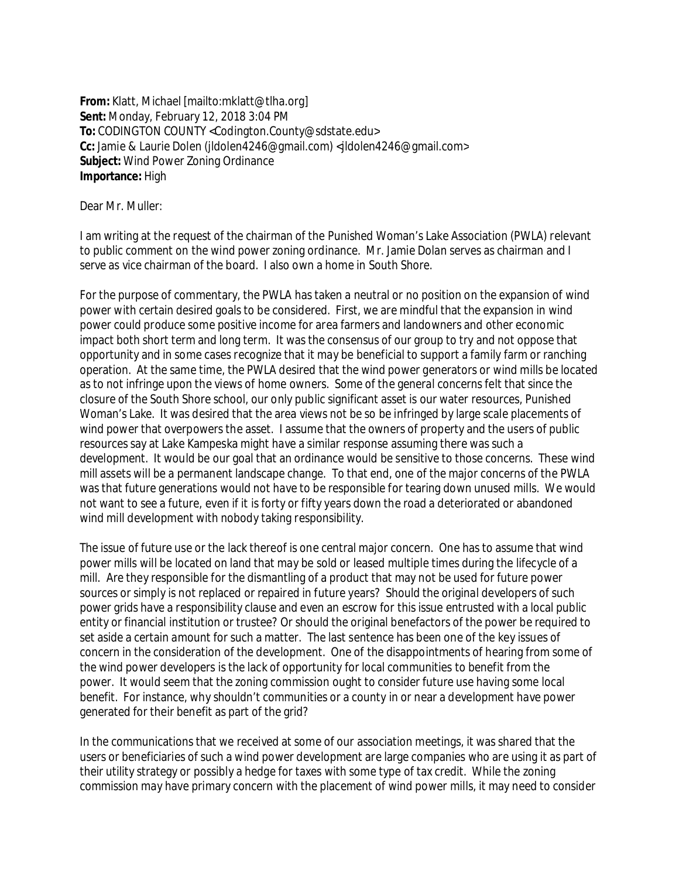**From:** Klatt, Michael [mailto:mklatt@tlha.org]
**Sent:** Monday, February 12, 2018 3:04 PM
**To:** CODINGTON COUNTY <Codington.County@sdstate.edu>
**Cc:** Jamie & Laurie Dolen (jldolen4246@gmail.com) <jldolen4246@gmail.com>
**Subject:** Wind Power Zoning Ordinance
**Importance:** High

Dear Mr. Muller:

I am writing at the request of the chairman of the Punished Woman's Lake Association (PWLA) relevant to public comment on the wind power zoning ordinance. Mr. Jamie Dolan serves as chairman and I serve as vice chairman of the board. I also own a home in South Shore.

For the purpose of commentary, the PWLA has taken a neutral or no position on the expansion of wind power with certain desired goals to be considered. First, we are mindful that the expansion in wind power could produce some positive income for area farmers and landowners and other economic impact both short term and long term. It was the consensus of our group to try and not oppose that opportunity and in some cases recognize that it may be beneficial to support a family farm or ranching operation. At the same time, the PWLA desired that the wind power generators or wind mills be located as to not infringe upon the views of home owners. Some of the general concerns felt that since the closure of the South Shore school, our only public significant asset is our water resources, Punished Woman's Lake. It was desired that the area views not be so be infringed by large scale placements of wind power that overpowers the asset. I assume that the owners of property and the users of public resources say at Lake Kampeska might have a similar response assuming there was such a development. It would be our goal that an ordinance would be sensitive to those concerns. These wind mill assets will be a permanent landscape change. To that end, one of the major concerns of the PWLA was that future generations would not have to be responsible for tearing down unused mills. We would not want to see a future, even if it is forty or fifty years down the road a deteriorated or abandoned wind mill development with nobody taking responsibility.

The issue of future use or the lack thereof is one central major concern. One has to assume that wind power mills will be located on land that may be sold or leased multiple times during the lifecycle of a mill. Are they responsible for the dismantling of a product that may not be used for future power sources or simply is not replaced or repaired in future years? Should the original developers of such power grids have a responsibility clause and even an escrow for this issue entrusted with a local public entity or financial institution or trustee? Or should the original benefactors of the power be required to set aside a certain amount for such a matter. The last sentence has been one of the key issues of concern in the consideration of the development. One of the disappointments of hearing from some of the wind power developers is the lack of opportunity for local communities to benefit from the power. It would seem that the zoning commission ought to consider future use having some local benefit. For instance, why shouldn't communities or a county in or near a development have power generated for their benefit as part of the grid?

In the communications that we received at some of our association meetings, it was shared that the users or beneficiaries of such a wind power development are large companies who are using it as part of their utility strategy or possibly a hedge for taxes with some type of tax credit. While the zoning commission may have primary concern with the placement of wind power mills, it may need to consider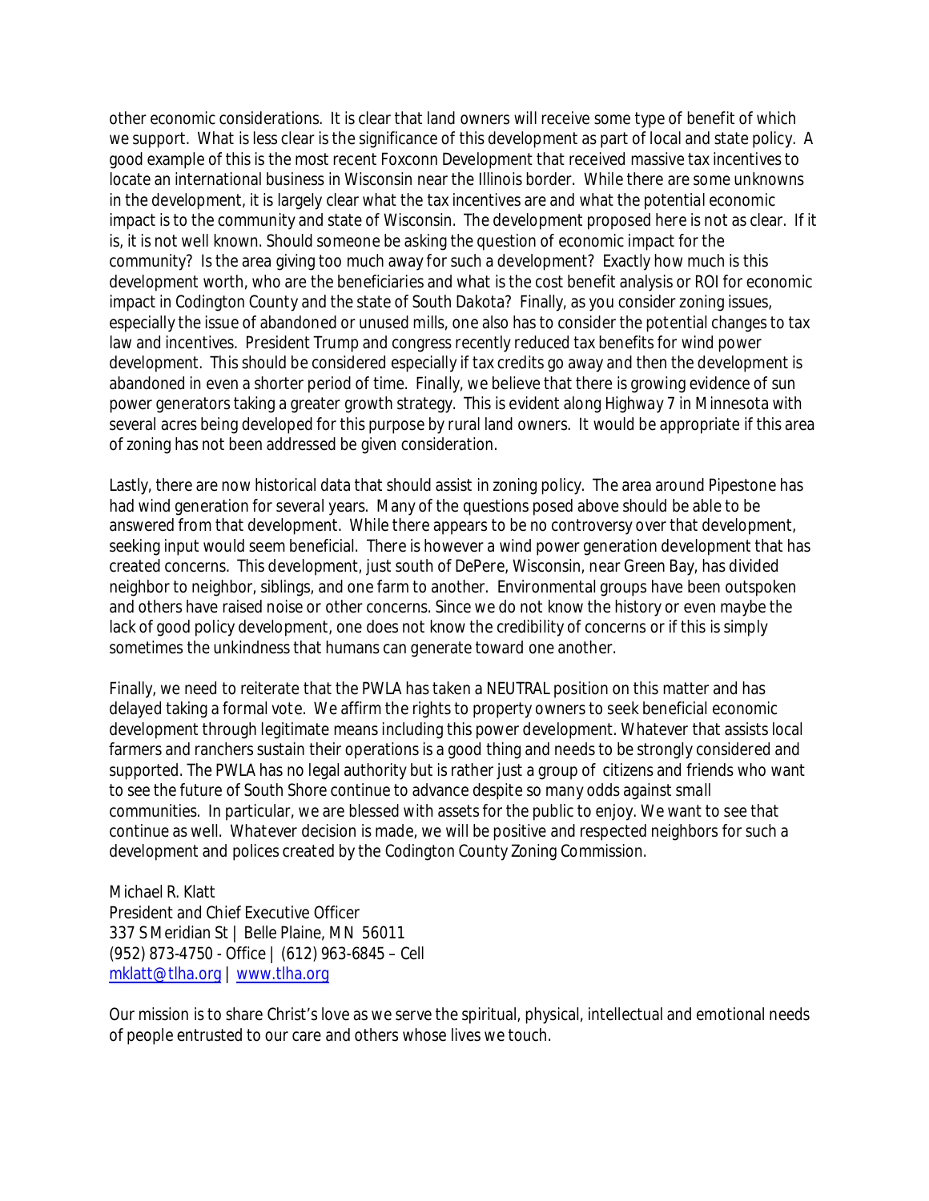other economic considerations. It is clear that land owners will receive some type of benefit of which we support. What is less clear is the significance of this development as part of local and state policy. A good example of this is the most recent Foxconn Development that received massive tax incentives to locate an international business in Wisconsin near the Illinois border. While there are some unknowns in the development, it is largely clear what the tax incentives are and what the potential economic impact is to the community and state of Wisconsin. The development proposed here is not as clear. If it is, it is not well known. Should someone be asking the question of economic impact for the community? Is the area giving too much away for such a development? Exactly how much is this development worth, who are the beneficiaries and what is the cost benefit analysis or ROI for economic impact in Codington County and the state of South Dakota? Finally, as you consider zoning issues, especially the issue of abandoned or unused mills, one also has to consider the potential changes to tax law and incentives. President Trump and congress recently reduced tax benefits for wind power development. This should be considered especially if tax credits go away and then the development is abandoned in even a shorter period of time. Finally, we believe that there is growing evidence of sun power generators taking a greater growth strategy. This is evident along Highway 7 in Minnesota with several acres being developed for this purpose by rural land owners. It would be appropriate if this area of zoning has not been addressed be given consideration.

Lastly, there are now historical data that should assist in zoning policy. The area around Pipestone has had wind generation for several years. Many of the questions posed above should be able to be answered from that development. While there appears to be no controversy over that development, seeking input would seem beneficial. There is however a wind power generation development that has created concerns. This development, just south of DePere, Wisconsin, near Green Bay, has divided neighbor to neighbor, siblings, and one farm to another. Environmental groups have been outspoken and others have raised noise or other concerns. Since we do not know the history or even maybe the lack of good policy development, one does not know the credibility of concerns or if this is simply sometimes the unkindness that humans can generate toward one another.

Finally, we need to reiterate that the PWLA has taken a NEUTRAL position on this matter and has delayed taking a formal vote. We affirm the rights to property owners to seek beneficial economic development through legitimate means including this power development. Whatever that assists local farmers and ranchers sustain their operations is a good thing and needs to be strongly considered and supported. The PWLA has no legal authority but is rather just a group of citizens and friends who want to see the future of South Shore continue to advance despite so many odds against small communities. In particular, we are blessed with assets for the public to enjoy. We want to see that continue as well. Whatever decision is made, we will be positive and respected neighbors for such a development and polices created by the Codington County Zoning Commission.

Michael R. Klatt  
President and Chief Executive Officer  
337 S Meridian St | Belle Plaine, MN 56011  
(952) 873-4750 - Office | (612) 963-6845 – Cell  
mklatt@tlha.org | www.tlha.org

Our mission is to share Christ's love as we serve the spiritual, physical, intellectual and emotional needs of people entrusted to our care and others whose lives we touch.